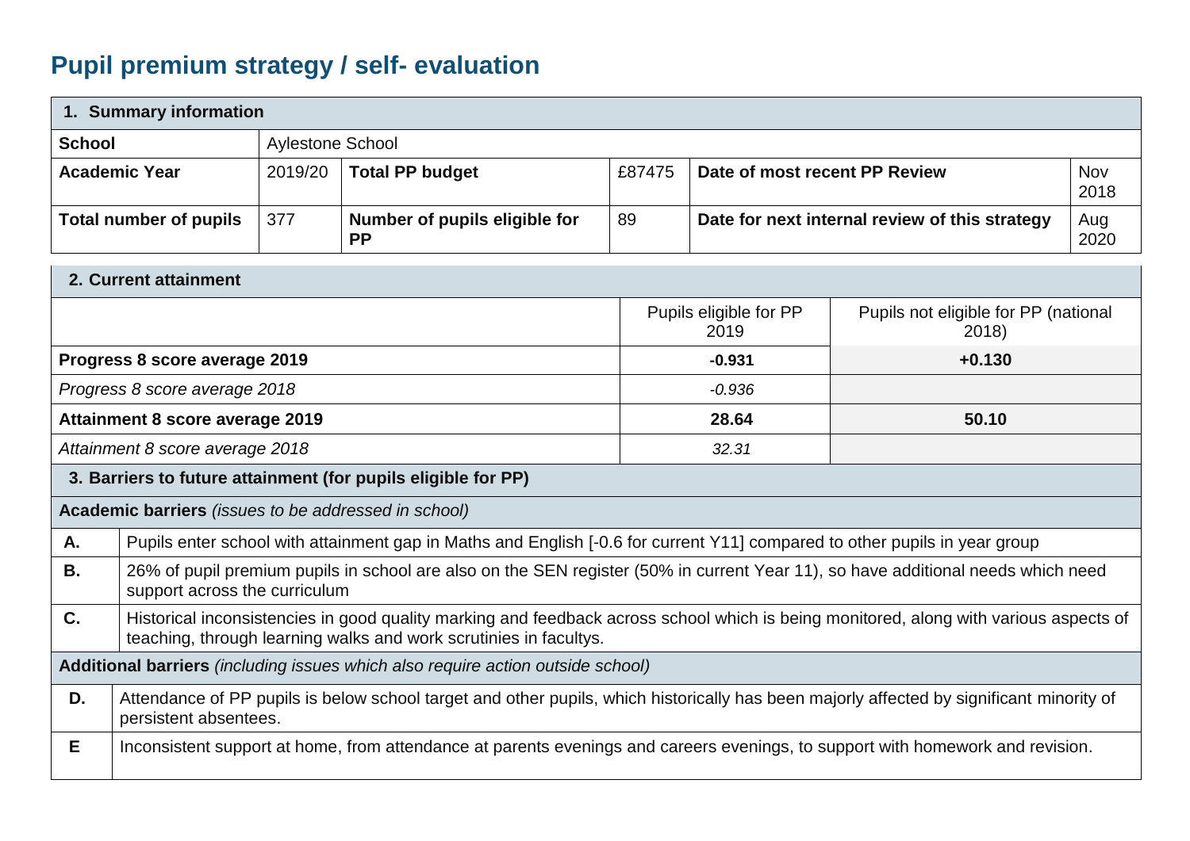# Pupil premium strategy / self- evaluation

| 1. Summary information | | | | | |
|---|---|---|---|---|---|
| **School** | Aylestone School | | | | |
| **Academic Year** | 2019/20 | **Total PP budget** | £87475 | **Date of most recent PP Review** | Nov 2018 |
| **Total number of pupils** | 377 | **Number of pupils eligible for PP** | 89 | **Date for next internal review of this strategy** | Aug 2020 |

| 2. Current attainment | | |
|---|---|---|
| | Pupils eligible for PP 2019 | Pupils not eligible for PP (national 2018) |
| **Progress 8 score average 2019** | **-0.931** | **+0.130** |
| *Progress 8 score average 2018* | *-0.936* | |
| **Attainment 8 score average 2019** | **28.64** | **50.10** |
| *Attainment 8 score average 2018* | *32.31* | |

| 3. Barriers to future attainment (for pupils eligible for PP) | |
|---|---|
| **Academic barriers** *(issues to be addressed in school)* | |
| **A.** | Pupils enter school with attainment gap in Maths and English [-0.6 for current Y11] compared to other pupils in year group |
| **B.** | 26% of pupil premium pupils in school are also on the SEN register (50% in current Year 11), so have additional needs which need support across the curriculum |
| **C.** | Historical inconsistencies in good quality marking and feedback across school which is being monitored, along with various aspects of teaching, through learning walks and work scrutinies in facultys. |
| **Additional barriers** *(including issues which also require action outside school)* | |
| **D.** | Attendance of PP pupils is below school target and other pupils, which historically has been majorly affected by significant minority of persistent absentees. |
| **E** | Inconsistent support at home, from attendance at parents evenings and careers evenings, to support with homework and revision. |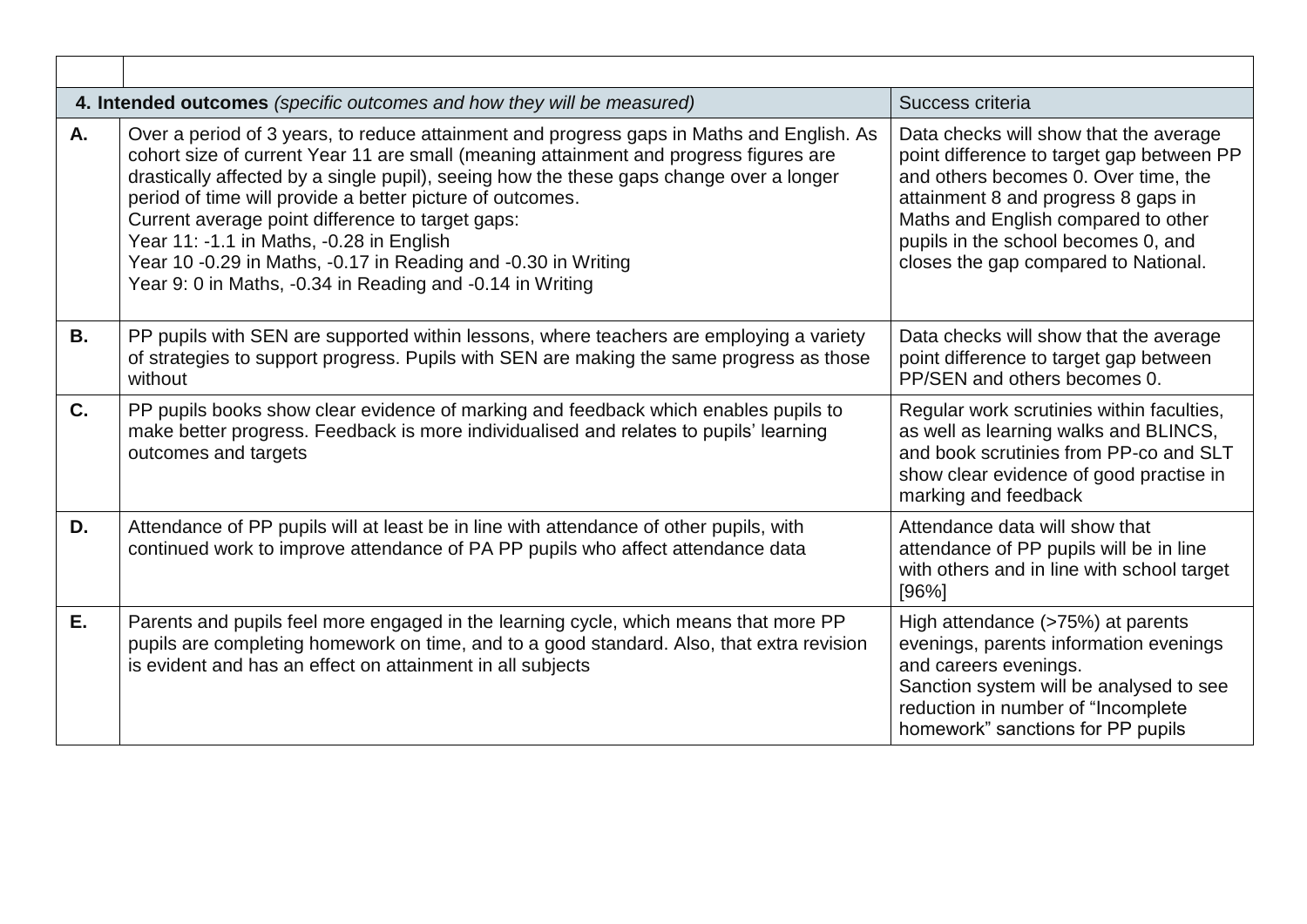| | | |
|---|---|---|
| **4. Intended outcomes** *(specific outcomes and how they will be measured)* | | Success criteria |
| **A.** | Over a period of 3 years, to reduce attainment and progress gaps in Maths and English. As cohort size of current Year 11 are small (meaning attainment and progress figures are drastically affected by a single pupil), seeing how the these gaps change over a longer period of time will provide a better picture of outcomes.<br>Current average point difference to target gaps:<br>Year 11: -1.1 in Maths, -0.28 in English<br>Year 10 -0.29 in Maths, -0.17 in Reading and -0.30 in Writing<br>Year 9: 0 in Maths, -0.34 in Reading and -0.14 in Writing | Data checks will show that the average point difference to target gap between PP and others becomes 0. Over time, the attainment 8 and progress 8 gaps in Maths and English compared to other pupils in the school becomes 0, and closes the gap compared to National. |
| **B.** | PP pupils with SEN are supported within lessons, where teachers are employing a variety of strategies to support progress. Pupils with SEN are making the same progress as those without | Data checks will show that the average point difference to target gap between PP/SEN and others becomes 0. |
| **C.** | PP pupils books show clear evidence of marking and feedback which enables pupils to make better progress. Feedback is more individualised and relates to pupils' learning outcomes and targets | Regular work scrutinies within faculties, as well as learning walks and BLINCS, and book scrutinies from PP-co and SLT show clear evidence of good practise in marking and feedback |
| **D.** | Attendance of PP pupils will at least be in line with attendance of other pupils, with continued work to improve attendance of PA PP pupils who affect attendance data | Attendance data will show that attendance of PP pupils will be in line with others and in line with school target [96%] |
| **E.** | Parents and pupils feel more engaged in the learning cycle, which means that more PP pupils are completing homework on time, and to a good standard. Also, that extra revision is evident and has an effect on attainment in all subjects | High attendance (>75%) at parents evenings, parents information evenings and careers evenings.<br>Sanction system will be analysed to see reduction in number of "Incomplete homework" sanctions for PP pupils |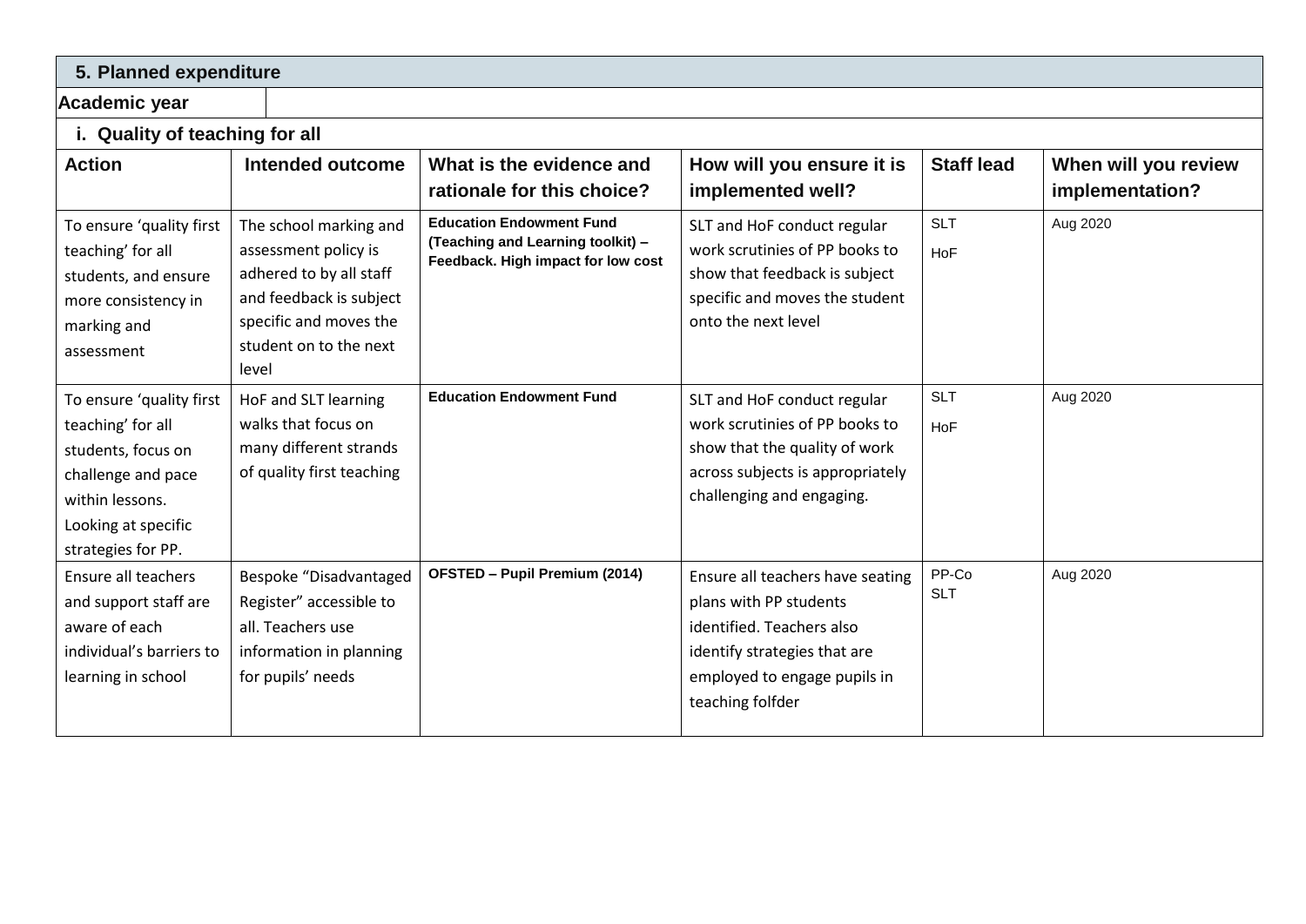## 5. Planned expenditure

| Academic year | |
|---|---|

### i. Quality of teaching for all

| Action | Intended outcome | What is the evidence and rationale for this choice? | How will you ensure it is implemented well? | Staff lead | When will you review implementation? |
|---|---|---|---|---|---|
| To ensure 'quality first teaching' for all students, and ensure more consistency in marking and assessment | The school marking and assessment policy is adhered to by all staff and feedback is subject specific and moves the student on to the next level | **Education Endowment Fund (Teaching and Learning toolkit) – Feedback. High impact for low cost** | SLT and HoF conduct regular work scrutinies of PP books to show that feedback is subject specific and moves the student onto the next level | SLT<br>HoF | Aug 2020 |
| To ensure 'quality first teaching' for all students, focus on challenge and pace within lessons. Looking at specific strategies for PP. | HoF and SLT learning walks that focus on many different strands of quality first teaching | **Education Endowment Fund** | SLT and HoF conduct regular work scrutinies of PP books to show that the quality of work across subjects is appropriately challenging and engaging. | SLT<br>HoF | Aug 2020 |
| Ensure all teachers and support staff are aware of each individual's barriers to learning in school | Bespoke "Disadvantaged Register" accessible to all. Teachers use information in planning for pupils' needs | **OFSTED – Pupil Premium (2014)** | Ensure all teachers have seating plans with PP students identified. Teachers also identify strategies that are employed to engage pupils in teaching folfder | PP-Co<br>SLT | Aug 2020 |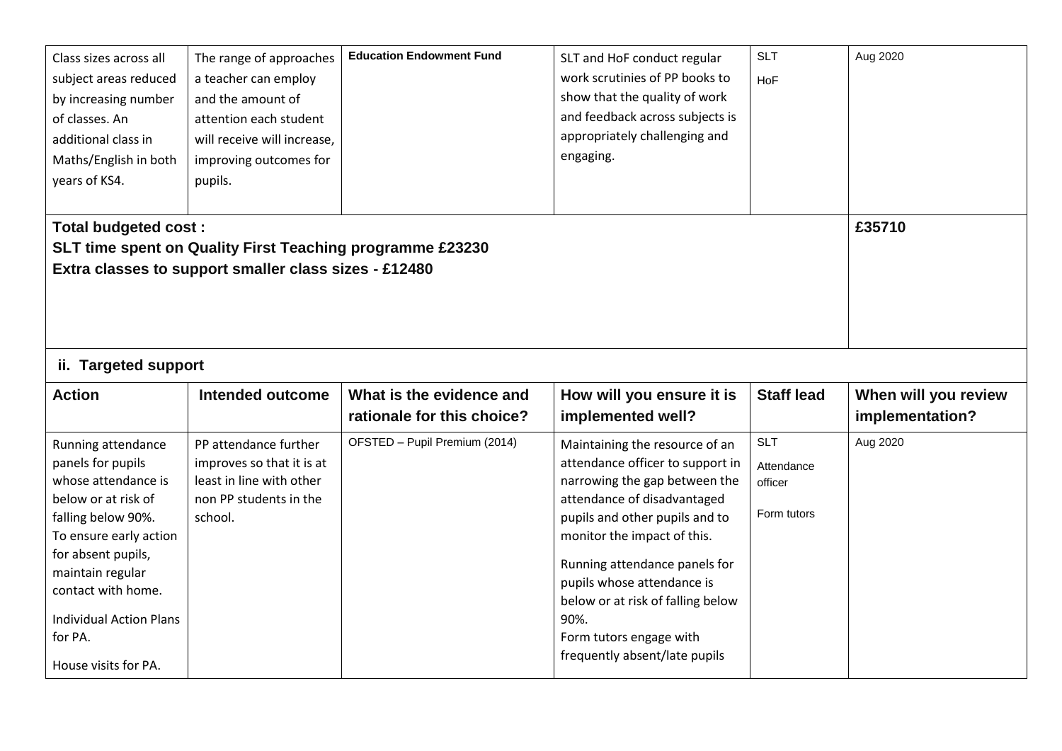| | | | | | |
|---|---|---|---|---|---|
| Class sizes across all subject areas reduced by increasing number of classes. An additional class in Maths/English in both years of KS4. | The range of approaches a teacher can employ and the amount of attention each student will receive will increase, improving outcomes for pupils. | **Education Endowment Fund** | SLT and HoF conduct regular work scrutinies of PP books to show that the quality of work and feedback across subjects is appropriately challenging and engaging. | SLT<br>HoF | Aug 2020 |
| **Total budgeted cost :**<br>**SLT time spent on Quality First Teaching programme £23230**<br>**Extra classes to support smaller class sizes - £12480** | | | | | **£35710** |

**ii. Targeted support**

| Action | Intended outcome | What is the evidence and rationale for this choice? | How will you ensure it is implemented well? | Staff lead | When will you review implementation? |
|---|---|---|---|---|---|
| Running attendance panels for pupils whose attendance is below or at risk of falling below 90%.<br>To ensure early action for absent pupils, maintain regular contact with home.<br>Individual Action Plans for PA.<br>House visits for PA. | PP attendance further improves so that it is at least in line with other non PP students in the school. | OFSTED – Pupil Premium (2014) | Maintaining the resource of an attendance officer to support in narrowing the gap between the attendance of disadvantaged pupils and other pupils and to monitor the impact of this.<br>Running attendance panels for pupils whose attendance is below or at risk of falling below 90%.<br>Form tutors engage with frequently absent/late pupils | SLT<br>Attendance officer<br>Form tutors | Aug 2020 |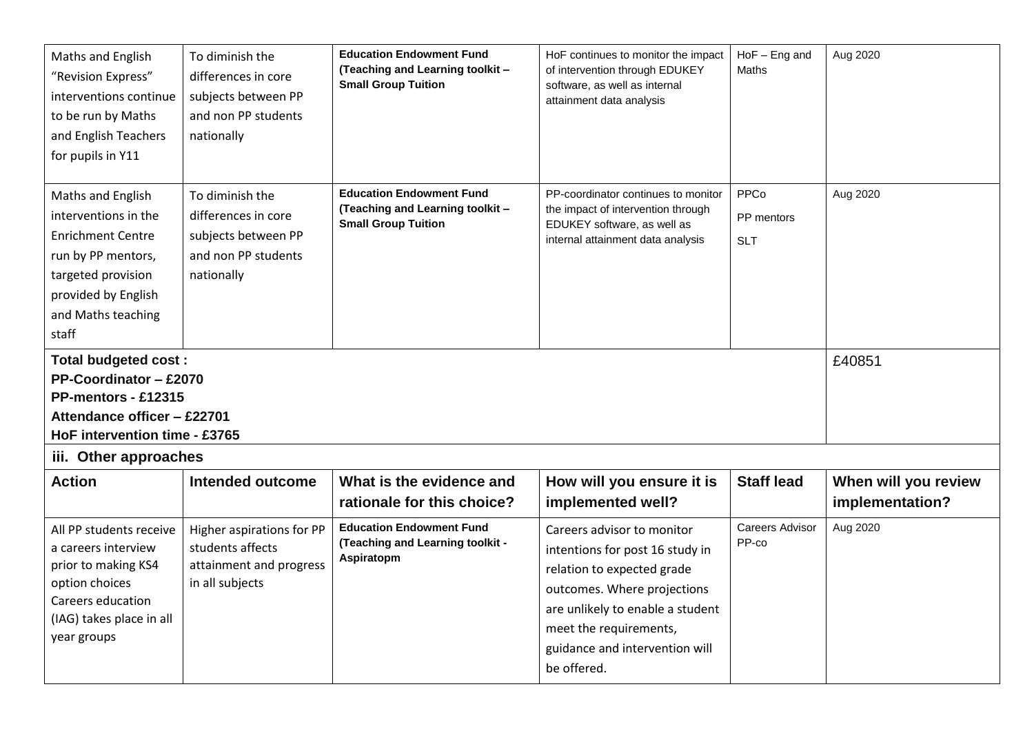| | | | | | |
|---|---|---|---|---|---|
| Maths and English "Revision Express" interventions continue to be run by Maths and English Teachers for pupils in Y11 | To diminish the differences in core subjects between PP and non PP students nationally | **Education Endowment Fund (Teaching and Learning toolkit – Small Group Tuition** | HoF continues to monitor the impact of intervention through EDUKEY software, as well as internal attainment data analysis | HoF – Eng and Maths | Aug 2020 |
| Maths and English interventions in the Enrichment Centre run by PP mentors, targeted provision provided by English and Maths teaching staff | To diminish the differences in core subjects between PP and non PP students nationally | **Education Endowment Fund (Teaching and Learning toolkit – Small Group Tuition** | PP-coordinator continues to monitor the impact of intervention through EDUKEY software, as well as internal attainment data analysis | PPCo<br>PP mentors<br>SLT | Aug 2020 |
| **Total budgeted cost :**<br>**PP-Coordinator – £2070**<br>**PP-mentors - £12315**<br>**Attendance officer – £22701**<br>**HoF intervention time - £3765** | | | | | £40851 |

**iii. Other approaches**

| **Action** | **Intended outcome** | **What is the evidence and rationale for this choice?** | **How will you ensure it is implemented well?** | **Staff lead** | **When will you review implementation?** |
|---|---|---|---|---|---|
| All PP students receive a careers interview prior to making KS4 option choices<br>Careers education (IAG) takes place in all year groups | Higher aspirations for PP students affects attainment and progress in all subjects | **Education Endowment Fund (Teaching and Learning toolkit - Aspiratopm** | Careers advisor to monitor intentions for post 16 study in relation to expected grade outcomes. Where projections are unlikely to enable a student meet the requirements, guidance and intervention will be offered. | Careers Advisor<br>PP-co | Aug 2020 |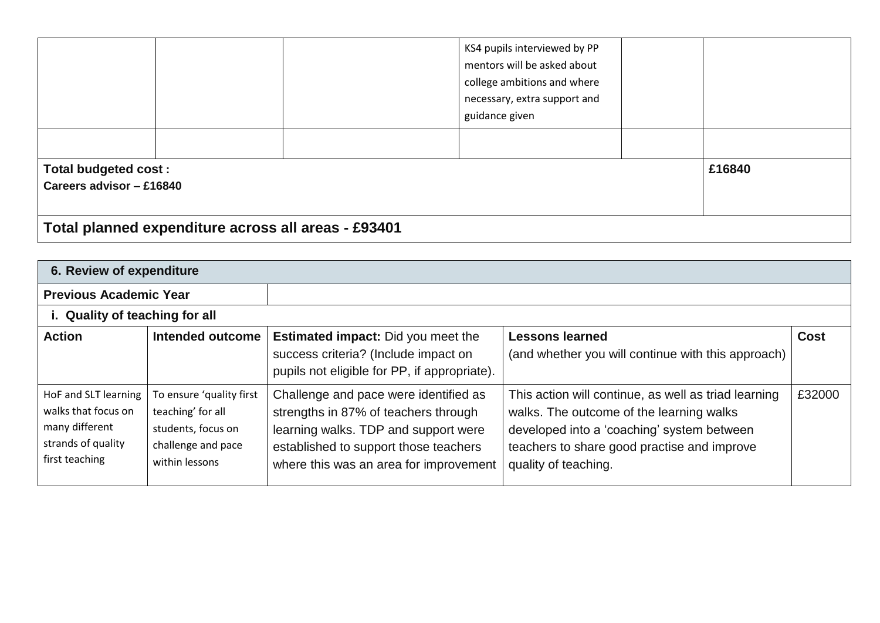| | | | | | |
|---|---|---|---|---|---|
| | | | KS4 pupils interviewed by PP mentors will be asked about college ambitions and where necessary, extra support and guidance given | | |
| | | | | | |
| **Total budgeted cost :** **Careers advisor – £16840** | | | | | **£16840** |
| **Total planned expenditure across all areas - £93401** | | | | | |

| **6. Review of expenditure** | | | | |
|---|---|---|---|---|
| **Previous Academic Year** | | | | |
| **i. Quality of teaching for all** | | | | |
| **Action** | **Intended outcome** | **Estimated impact:** Did you meet the success criteria? (Include impact on pupils not eligible for PP, if appropriate). | **Lessons learned** (and whether you will continue with this approach) | **Cost** |
| HoF and SLT learning walks that focus on many different strands of quality first teaching | To ensure 'quality first teaching' for all students, focus on challenge and pace within lessons | Challenge and pace were identified as strengths in 87% of teachers through learning walks. TDP and support were established to support those teachers where this was an area for improvement | This action will continue, as well as triad learning walks. The outcome of the learning walks developed into a 'coaching' system between teachers to share good practise and improve quality of teaching. | £32000 |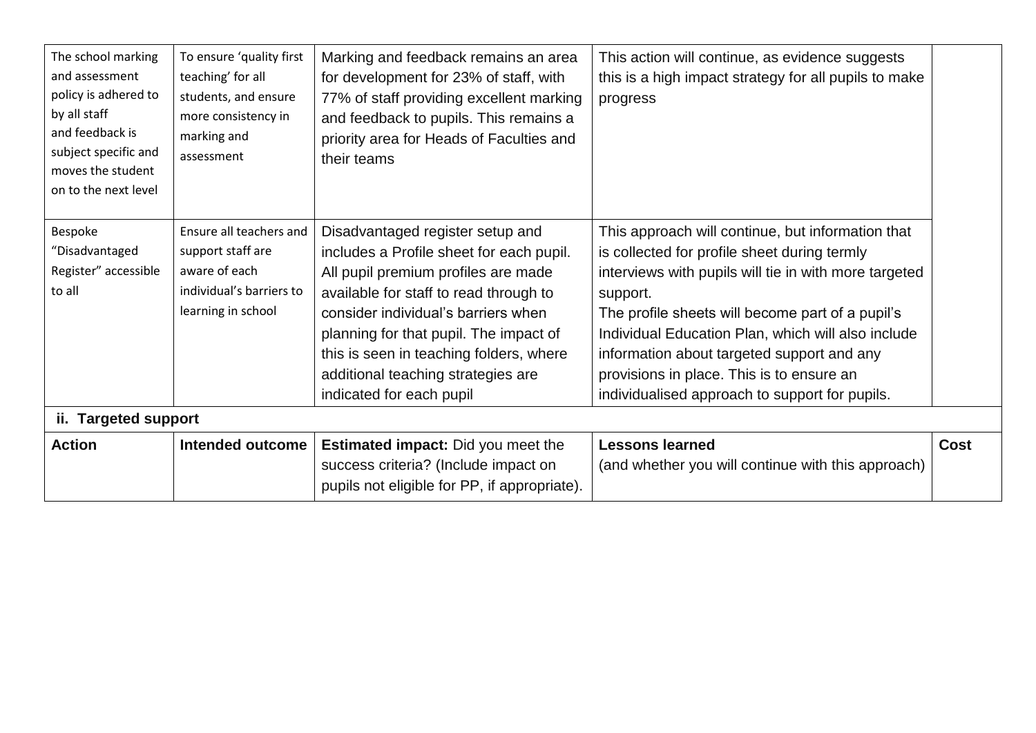| | | | | |
|---|---|---|---|---|
| The school marking and assessment policy is adhered to by all staff and feedback is subject specific and moves the student on to the next level | To ensure 'quality first teaching' for all students, and ensure more consistency in marking and assessment | Marking and feedback remains an area for development for 23% of staff, with 77% of staff providing excellent marking and feedback to pupils. This remains a priority area for Heads of Faculties and their teams | This action will continue, as evidence suggests this is a high impact strategy for all pupils to make progress | |
| Bespoke "Disadvantaged Register" accessible to all | Ensure all teachers and support staff are aware of each individual's barriers to learning in school | Disadvantaged register setup and includes a Profile sheet for each pupil. All pupil premium profiles are made available for staff to read through to consider individual's barriers when planning for that pupil. The impact of this is seen in teaching folders, where additional teaching strategies are indicated for each pupil | This approach will continue, but information that is collected for profile sheet during termly interviews with pupils will tie in with more targeted support. The profile sheets will become part of a pupil's Individual Education Plan, which will also include information about targeted support and any provisions in place. This is to ensure an individualised approach to support for pupils. | |

**ii. Targeted support**

| **Action** | **Intended outcome** | **Estimated impact:** Did you meet the success criteria? (Include impact on pupils not eligible for PP, if appropriate). | **Lessons learned** (and whether you will continue with this approach) | **Cost** |
|---|---|---|---|---|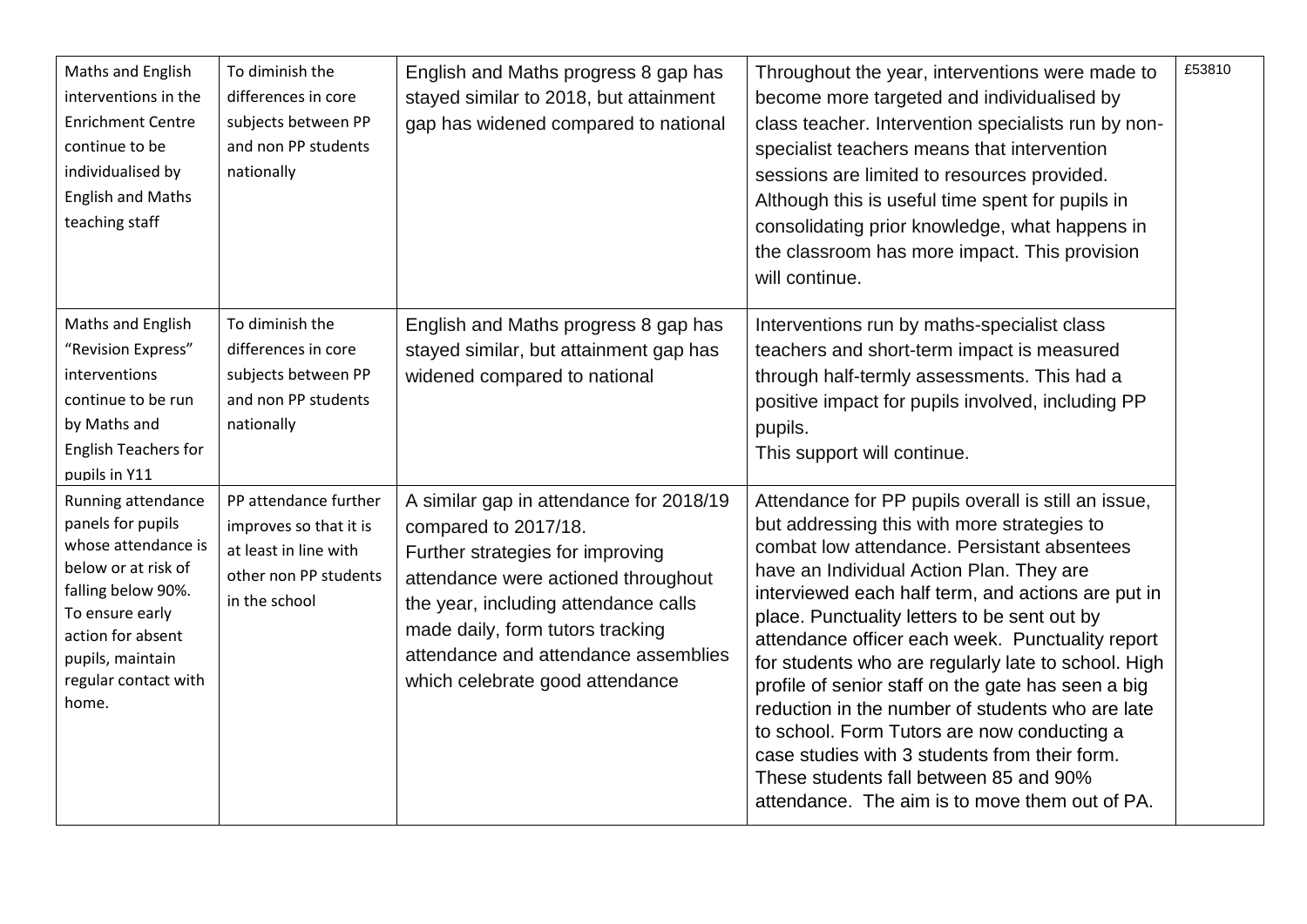| | | | | |
|---|---|---|---|---|
| Maths and English interventions in the Enrichment Centre continue to be individualised by English and Maths teaching staff | To diminish the differences in core subjects between PP and non PP students nationally | English and Maths progress 8 gap has stayed similar to 2018, but attainment gap has widened compared to national | Throughout the year, interventions were made to become more targeted and individualised by class teacher. Intervention specialists run by non-specialist teachers means that intervention sessions are limited to resources provided. Although this is useful time spent for pupils in consolidating prior knowledge, what happens in the classroom has more impact. This provision will continue. | £53810 |
| Maths and English "Revision Express" interventions continue to be run by Maths and English Teachers for pupils in Y11 | To diminish the differences in core subjects between PP and non PP students nationally | English and Maths progress 8 gap has stayed similar, but attainment gap has widened compared to national | Interventions run by maths-specialist class teachers and short-term impact is measured through half-termly assessments. This had a positive impact for pupils involved, including PP pupils.<br>This support will continue. | |
| Running attendance panels for pupils whose attendance is below or at risk of falling below 90%. To ensure early action for absent pupils, maintain regular contact with home. | PP attendance further improves so that it is at least in line with other non PP students in the school | A similar gap in attendance for 2018/19 compared to 2017/18.<br>Further strategies for improving attendance were actioned throughout the year, including attendance calls made daily, form tutors tracking attendance and attendance assemblies which celebrate good attendance | Attendance for PP pupils overall is still an issue, but addressing this with more strategies to combat low attendance. Persistant absentees have an Individual Action Plan. They are interviewed each half term, and actions are put in place. Punctuality letters to be sent out by attendance officer each week. Punctuality report for students who are regularly late to school. High profile of senior staff on the gate has seen a big reduction in the number of students who are late to school. Form Tutors are now conducting a case studies with 3 students from their form. These students fall between 85 and 90% attendance. The aim is to move them out of PA. | |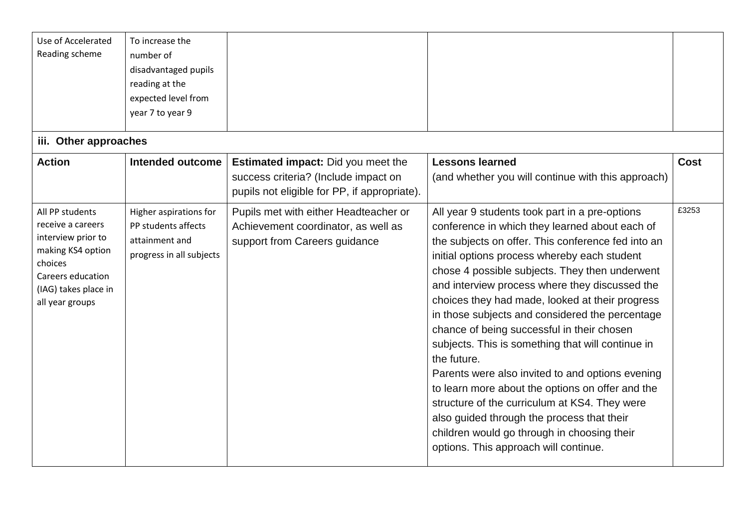| Use of Accelerated Reading scheme | To increase the number of disadvantaged pupils reading at the expected level from year 7 to year 9 | | | |
|---|---|---|---|---|

### iii. Other approaches

| Action | Intended outcome | Estimated impact: Did you meet the success criteria? (Include impact on pupils not eligible for PP, if appropriate). | Lessons learned (and whether you will continue with this approach) | Cost |
|---|---|---|---|---|
| All PP students receive a careers interview prior to making KS4 option choices<br>Careers education (IAG) takes place in all year groups | Higher aspirations for PP students affects attainment and progress in all subjects | Pupils met with either Headteacher or Achievement coordinator, as well as support from Careers guidance | All year 9 students took part in a pre-options conference in which they learned about each of the subjects on offer. This conference fed into an initial options process whereby each student chose 4 possible subjects. They then underwent and interview process where they discussed the choices they had made, looked at their progress in those subjects and considered the percentage chance of being successful in their chosen subjects. This is something that will continue in the future.<br>Parents were also invited to and options evening to learn more about the options on offer and the structure of the curriculum at KS4. They were also guided through the process that their children would go through in choosing their options. This approach will continue. | £3253 |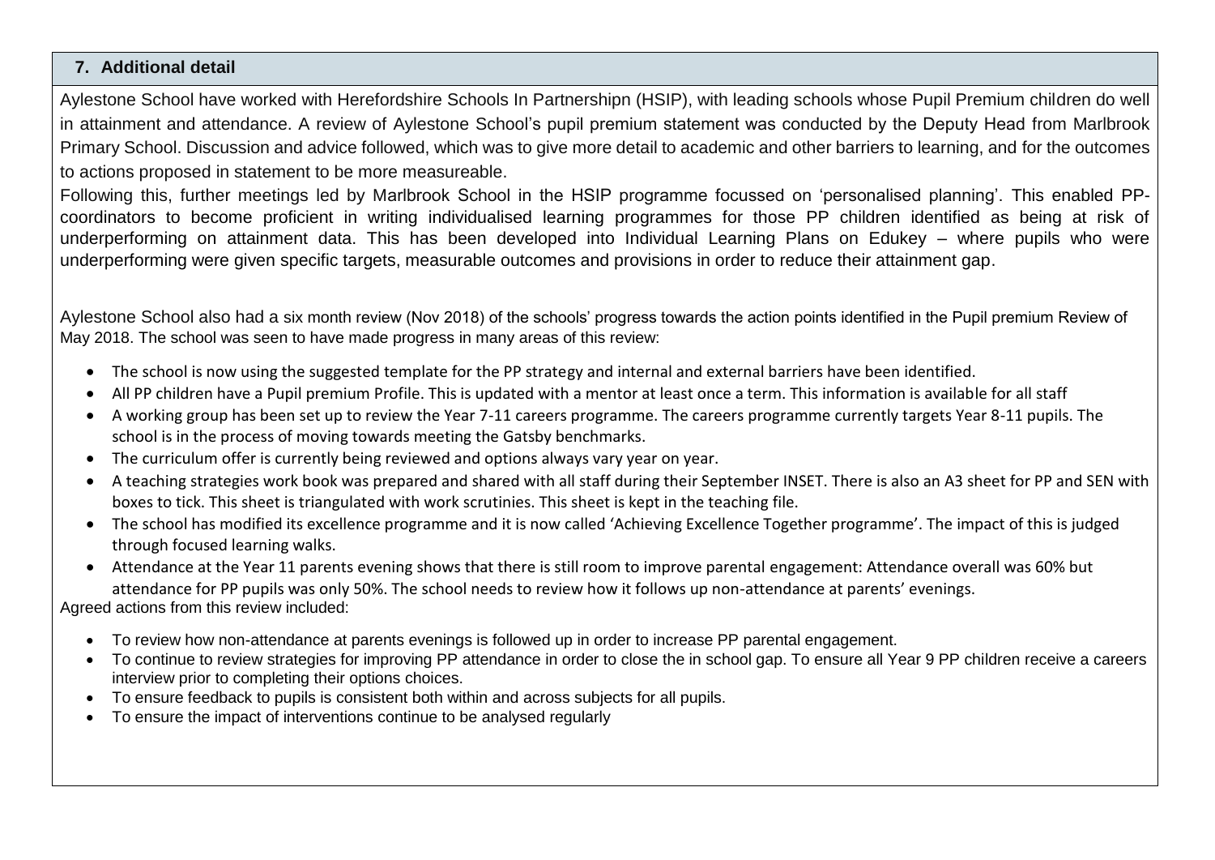## 7. Additional detail

Aylestone School have worked with Herefordshire Schools In Partnershipn (HSIP), with leading schools whose Pupil Premium children do well in attainment and attendance. A review of Aylestone School's pupil premium statement was conducted by the Deputy Head from Marlbrook Primary School. Discussion and advice followed, which was to give more detail to academic and other barriers to learning, and for the outcomes to actions proposed in statement to be more measureable.

Following this, further meetings led by Marlbrook School in the HSIP programme focussed on 'personalised planning'. This enabled PP-coordinators to become proficient in writing individualised learning programmes for those PP children identified as being at risk of underperforming on attainment data. This has been developed into Individual Learning Plans on Edukey – where pupils who were underperforming were given specific targets, measurable outcomes and provisions in order to reduce their attainment gap.

Aylestone School also had a six month review (Nov 2018) of the schools' progress towards the action points identified in the Pupil premium Review of May 2018. The school was seen to have made progress in many areas of this review:

- The school is now using the suggested template for the PP strategy and internal and external barriers have been identified.
- All PP children have a Pupil premium Profile. This is updated with a mentor at least once a term. This information is available for all staff
- A working group has been set up to review the Year 7-11 careers programme. The careers programme currently targets Year 8-11 pupils. The school is in the process of moving towards meeting the Gatsby benchmarks.
- The curriculum offer is currently being reviewed and options always vary year on year.
- A teaching strategies work book was prepared and shared with all staff during their September INSET. There is also an A3 sheet for PP and SEN with boxes to tick. This sheet is triangulated with work scrutinies. This sheet is kept in the teaching file.
- The school has modified its excellence programme and it is now called 'Achieving Excellence Together programme'. The impact of this is judged through focused learning walks.
- Attendance at the Year 11 parents evening shows that there is still room to improve parental engagement: Attendance overall was 60% but attendance for PP pupils was only 50%. The school needs to review how it follows up non-attendance at parents' evenings.

Agreed actions from this review included:

- To review how non-attendance at parents evenings is followed up in order to increase PP parental engagement.
- To continue to review strategies for improving PP attendance in order to close the in school gap. To ensure all Year 9 PP children receive a careers interview prior to completing their options choices.
- To ensure feedback to pupils is consistent both within and across subjects for all pupils.
- To ensure the impact of interventions continue to be analysed regularly